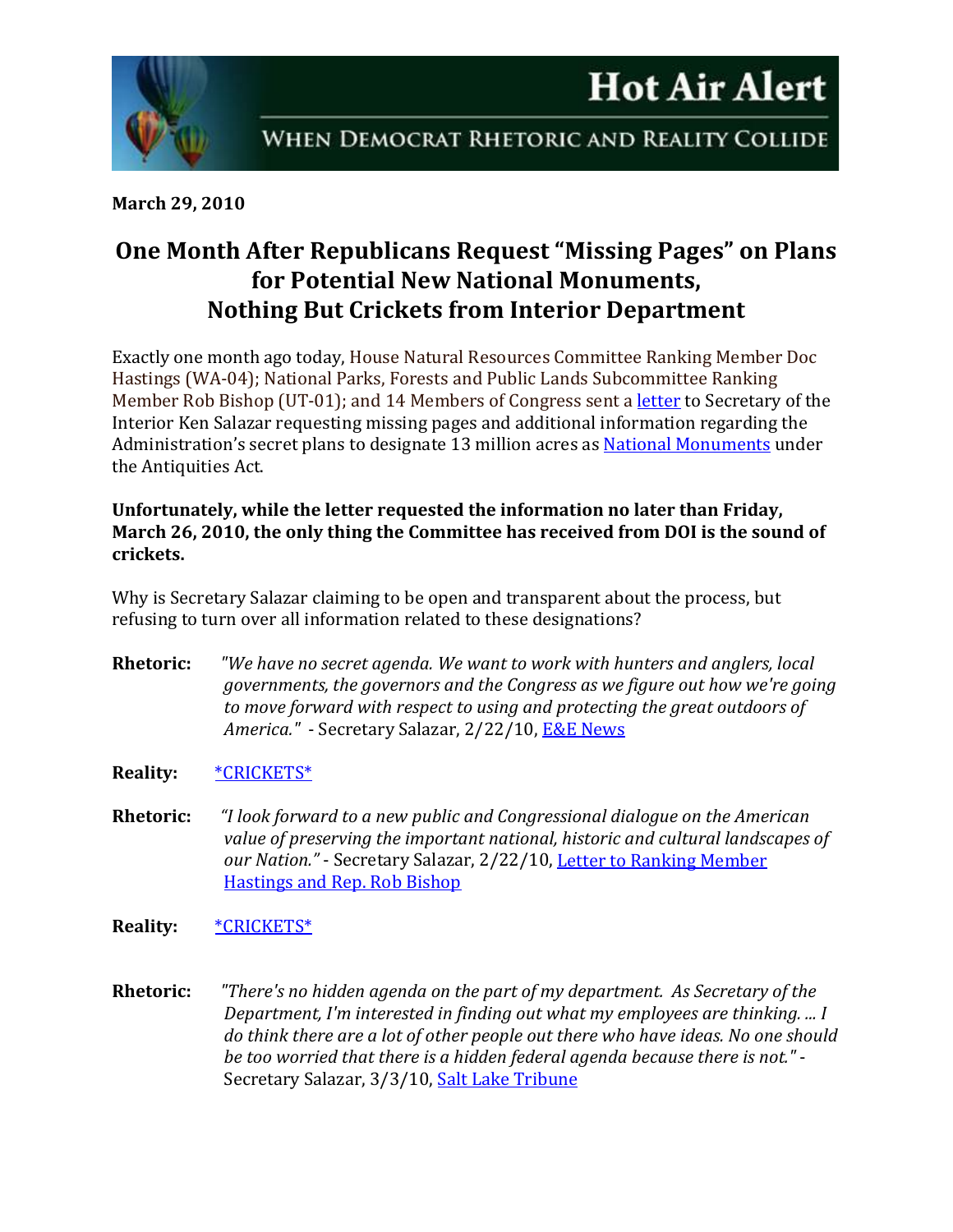# Hot Air Alert

## When Democrat Rhetoric and Reality Collide

**March 29, 2010**

## One Month After Republicans Request "Missing Pages" on Plans for Potential New National Monuments, Nothing But Crickets from Interior Department

Exactly one month ago today, House Natural Resources Committee Ranking Member Doc Hastings (WA-04); National Parks, Forests and Public Lands Subcommittee Ranking Member Rob Bishop (UT-01); and 14 Members of Congress sent a letter to Secretary of the Interior Ken Salazar requesting missing pages and additional information regarding the Administration's secret plans to designate 13 million acres as National Monuments under the Antiquities Act.

**Unfortunately, while the letter requested the information no later than Friday, March 26, 2010, the only thing the Committee has received from DOI is the sound of crickets.**

Why is Secretary Salazar claiming to be open and transparent about the process, but refusing to turn over all information related to these designations?

**Rhetoric:** *"We have no secret agenda. We want to work with hunters and anglers, local governments, the governors and the Congress as we figure out how we're going to move forward with respect to using and protecting the great outdoors of America."* - Secretary Salazar, 2/22/10, E&E News

**Reality:** *CRICKETS*

**Rhetoric:** *"I look forward to a new public and Congressional dialogue on the American value of preserving the important national, historic and cultural landscapes of our Nation."* - Secretary Salazar, 2/22/10, Letter to Ranking Member Hastings and Rep. Rob Bishop

**Reality:** *CRICKETS*

**Rhetoric:** *"There's no hidden agenda on the part of my department. As Secretary of the Department, I'm interested in finding out what my employees are thinking. ... I do think there are a lot of other people out there who have ideas. No one should be too worried that there is a hidden federal agenda because there is not."* - Secretary Salazar, 3/3/10, Salt Lake Tribune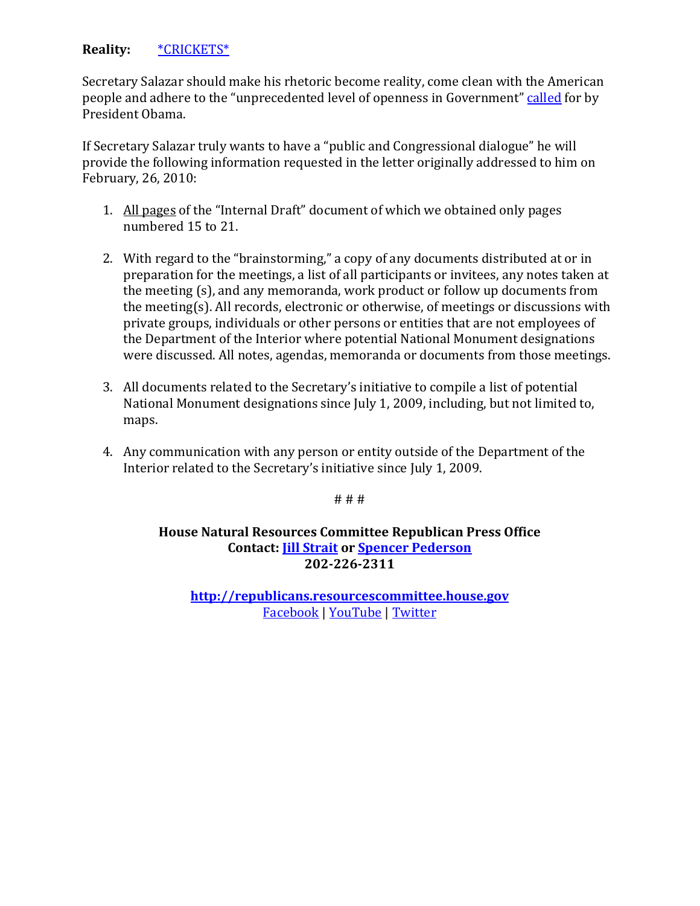**Reality:** *CRICKETS*

Secretary Salazar should make his rhetoric become reality, come clean with the American people and adhere to the "unprecedented level of openness in Government" called for by President Obama.

If Secretary Salazar truly wants to have a "public and Congressional dialogue" he will provide the following information requested in the letter originally addressed to him on February, 26, 2010:

1. All pages of the "Internal Draft" document of which we obtained only pages numbered 15 to 21.

2. With regard to the "brainstorming," a copy of any documents distributed at or in preparation for the meetings, a list of all participants or invitees, any notes taken at the meeting (s), and any memoranda, work product or follow up documents from the meeting(s). All records, electronic or otherwise, of meetings or discussions with private groups, individuals or other persons or entities that are not employees of the Department of the Interior where potential National Monument designations were discussed. All notes, agendas, memoranda or documents from those meetings.

3. All documents related to the Secretary's initiative to compile a list of potential National Monument designations since July 1, 2009, including, but not limited to, maps.

4. Any communication with any person or entity outside of the Department of the Interior related to the Secretary's initiative since July 1, 2009.

# # #

**House Natural Resources Committee Republican Press Office**
**Contact: Jill Strait or Spencer Pederson**
**202-226-2311**

**http://republicans.resourcescommittee.house.gov**
Facebook | YouTube | Twitter